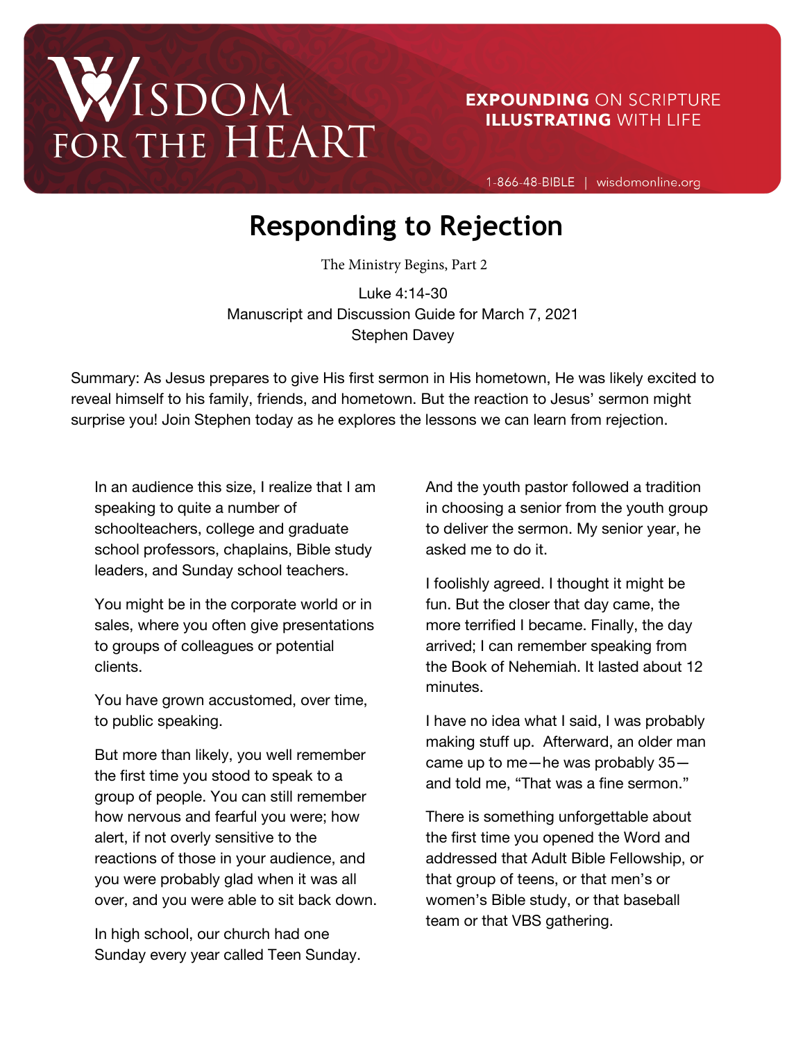# Responding to Rejection

The Ministry Begins, Part 2

Luke 4:14-30
Manuscript and Discussion Guide for March 7, 2021
Stephen Davey

Summary: As Jesus prepares to give His first sermon in His hometown, He was likely excited to reveal himself to his family, friends, and hometown. But the reaction to Jesus' sermon might surprise you! Join Stephen today as he explores the lessons we can learn from rejection.

In an audience this size, I realize that I am speaking to quite a number of schoolteachers, college and graduate school professors, chaplains, Bible study leaders, and Sunday school teachers.

You might be in the corporate world or in sales, where you often give presentations to groups of colleagues or potential clients.

You have grown accustomed, over time, to public speaking.

But more than likely, you well remember the first time you stood to speak to a group of people. You can still remember how nervous and fearful you were; how alert, if not overly sensitive to the reactions of those in your audience, and you were probably glad when it was all over, and you were able to sit back down.

In high school, our church had one Sunday every year called Teen Sunday. And the youth pastor followed a tradition in choosing a senior from the youth group to deliver the sermon. My senior year, he asked me to do it.

I foolishly agreed. I thought it might be fun. But the closer that day came, the more terrified I became. Finally, the day arrived; I can remember speaking from the Book of Nehemiah. It lasted about 12 minutes.

I have no idea what I said, I was probably making stuff up. Afterward, an older man came up to me—he was probably 35—and told me, "That was a fine sermon."

There is something unforgettable about the first time you opened the Word and addressed that Adult Bible Fellowship, or that group of teens, or that men's or women's Bible study, or that baseball team or that VBS gathering.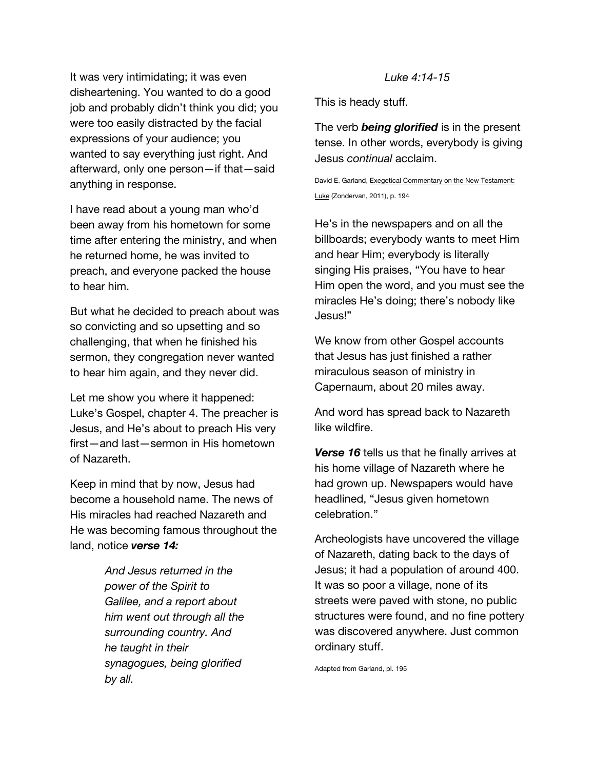It was very intimidating; it was even disheartening. You wanted to do a good job and probably didn't think you did; you were too easily distracted by the facial expressions of your audience; you wanted to say everything just right. And afterward, only one person—if that—said anything in response.

I have read about a young man who'd been away from his hometown for some time after entering the ministry, and when he returned home, he was invited to preach, and everyone packed the house to hear him.

But what he decided to preach about was so convicting and so upsetting and so challenging, that when he finished his sermon, they congregation never wanted to hear him again, and they never did.

Let me show you where it happened: Luke's Gospel, chapter 4. The preacher is Jesus, and He's about to preach His very first—and last—sermon in His hometown of Nazareth.

Keep in mind that by now, Jesus had become a household name. The news of His miracles had reached Nazareth and He was becoming famous throughout the land, notice ***verse 14:***

> *And Jesus returned in the power of the Spirit to Galilee, and a report about him went out through all the surrounding country. And he taught in their synagogues, being glorified by all.*
>
> *Luke 4:14-15*

This is heady stuff.

The verb ***being glorified*** is in the present tense. In other words, everybody is giving Jesus *continual* acclaim.

David E. Garland, Exegetical Commentary on the New Testament: Luke (Zondervan, 2011), p. 194

He's in the newspapers and on all the billboards; everybody wants to meet Him and hear Him; everybody is literally singing His praises, "You have to hear Him open the word, and you must see the miracles He's doing; there's nobody like Jesus!"

We know from other Gospel accounts that Jesus has just finished a rather miraculous season of ministry in Capernaum, about 20 miles away.

And word has spread back to Nazareth like wildfire.

***Verse 16*** tells us that he finally arrives at his home village of Nazareth where he had grown up. Newspapers would have headlined, "Jesus given hometown celebration."

Archeologists have uncovered the village of Nazareth, dating back to the days of Jesus; it had a population of around 400. It was so poor a village, none of its streets were paved with stone, no public structures were found, and no fine pottery was discovered anywhere. Just common ordinary stuff.

Adapted from Garland, pl. 195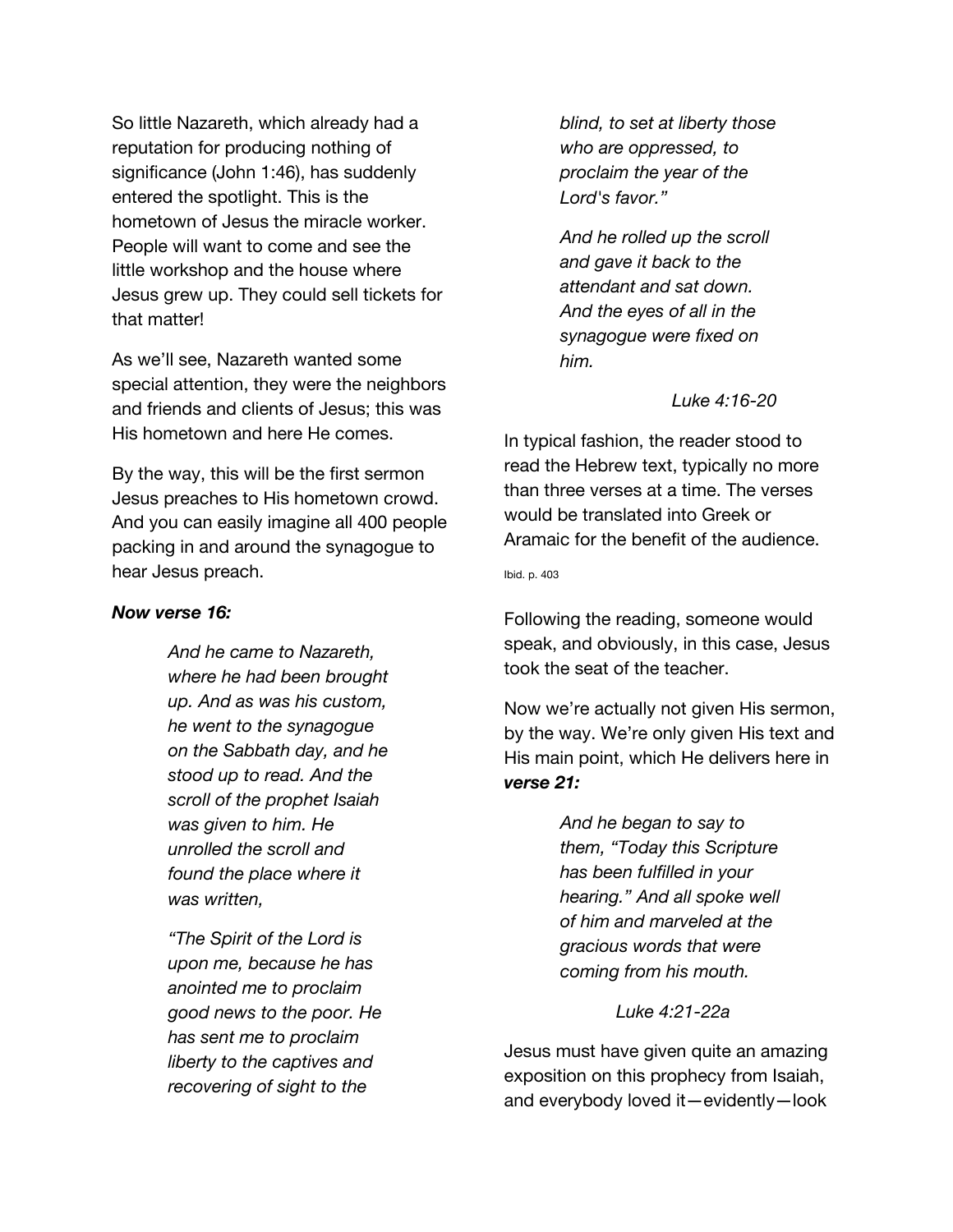So little Nazareth, which already had a reputation for producing nothing of significance (John 1:46), has suddenly entered the spotlight. This is the hometown of Jesus the miracle worker. People will want to come and see the little workshop and the house where Jesus grew up. They could sell tickets for that matter!

As we'll see, Nazareth wanted some special attention, they were the neighbors and friends and clients of Jesus; this was His hometown and here He comes.

By the way, this will be the first sermon Jesus preaches to His hometown crowd. And you can easily imagine all 400 people packing in and around the synagogue to hear Jesus preach.

***Now verse 16:***

> *And he came to Nazareth, where he had been brought up. And as was his custom, he went to the synagogue on the Sabbath day, and he stood up to read. And the scroll of the prophet Isaiah was given to him. He unrolled the scroll and found the place where it was written,*
>
> *"The Spirit of the Lord is upon me, because he has anointed me to proclaim good news to the poor. He has sent me to proclaim liberty to the captives and recovering of sight to the blind, to set at liberty those who are oppressed, to proclaim the year of the Lord's favor."*
>
> *And he rolled up the scroll and gave it back to the attendant and sat down. And the eyes of all in the synagogue were fixed on him.*
>
> *Luke 4:16-20*

In typical fashion, the reader stood to read the Hebrew text, typically no more than three verses at a time. The verses would be translated into Greek or Aramaic for the benefit of the audience.

Ibid. p. 403

Following the reading, someone would speak, and obviously, in this case, Jesus took the seat of the teacher.

Now we're actually not given His sermon, by the way. We're only given His text and His main point, which He delivers here in ***verse 21:***

> *And he began to say to them, "Today this Scripture has been fulfilled in your hearing." And all spoke well of him and marveled at the gracious words that were coming from his mouth.*
>
> *Luke 4:21-22a*

Jesus must have given quite an amazing exposition on this prophecy from Isaiah, and everybody loved it—evidently—look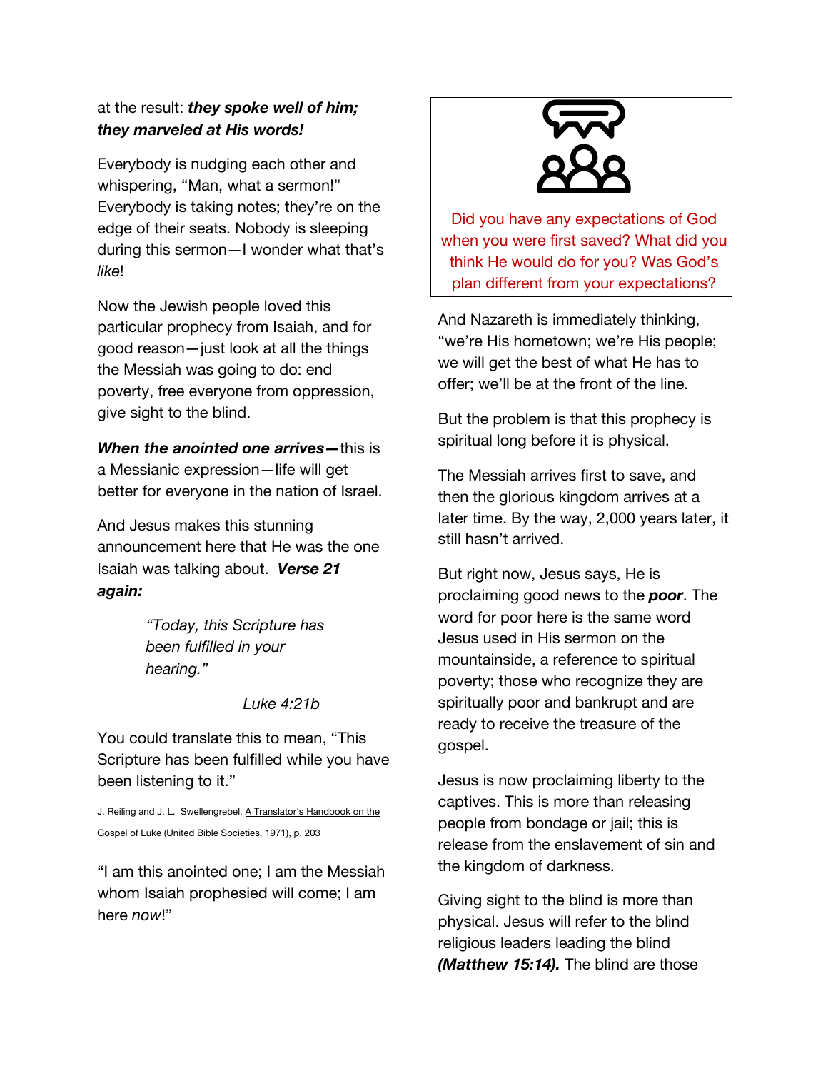at the result: ***they spoke well of him; they marveled at His words!***

Everybody is nudging each other and whispering, "Man, what a sermon!" Everybody is taking notes; they're on the edge of their seats. Nobody is sleeping during this sermon—I wonder what that's *like*!

Now the Jewish people loved this particular prophecy from Isaiah, and for good reason—just look at all the things the Messiah was going to do: end poverty, free everyone from oppression, give sight to the blind.

***When the anointed one arrives—*** this is a Messianic expression—life will get better for everyone in the nation of Israel.

And Jesus makes this stunning announcement here that He was the one Isaiah was talking about. ***Verse 21 again:***

> *"Today, this Scripture has been fulfilled in your hearing."*
>
> *Luke 4:21b*

You could translate this to mean, "This Scripture has been fulfilled while you have been listening to it."

J. Reiling and J. L. Swellengrebel, A Translator's Handbook on the Gospel of Luke (United Bible Societies, 1971), p. 203

"I am this anointed one; I am the Messiah whom Isaiah prophesied will come; I am here *now*!"

> Did you have any expectations of God when you were first saved? What did you think He would do for you? Was God's plan different from your expectations?

And Nazareth is immediately thinking, "we're His hometown; we're His people; we will get the best of what He has to offer; we'll be at the front of the line.

But the problem is that this prophecy is spiritual long before it is physical.

The Messiah arrives first to save, and then the glorious kingdom arrives at a later time. By the way, 2,000 years later, it still hasn't arrived.

But right now, Jesus says, He is proclaiming good news to the ***poor***. The word for poor here is the same word Jesus used in His sermon on the mountainside, a reference to spiritual poverty; those who recognize they are spiritually poor and bankrupt and are ready to receive the treasure of the gospel.

Jesus is now proclaiming liberty to the captives. This is more than releasing people from bondage or jail; this is release from the enslavement of sin and the kingdom of darkness.

Giving sight to the blind is more than physical. Jesus will refer to the blind religious leaders leading the blind ***(Matthew 15:14).*** The blind are those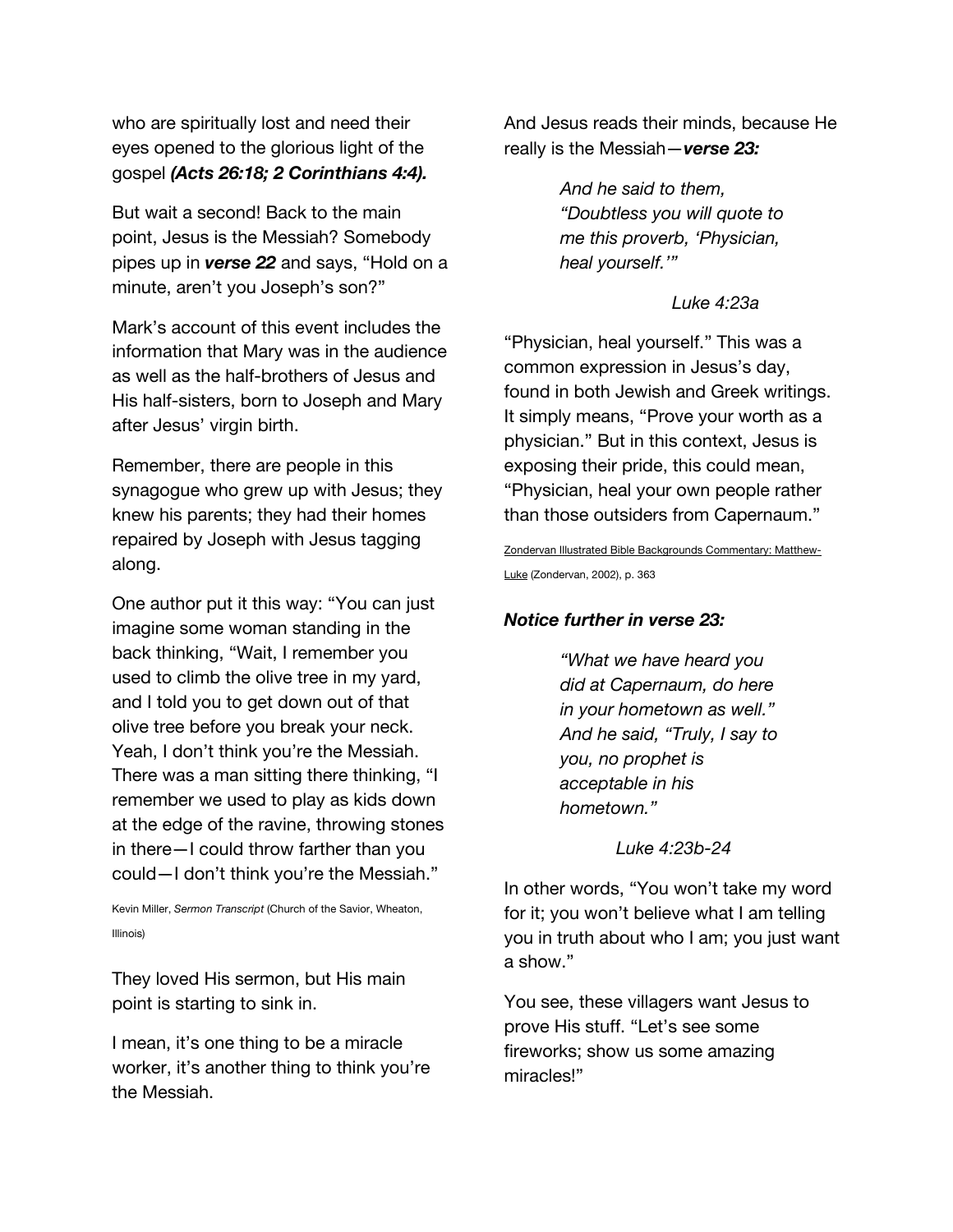who are spiritually lost and need their eyes opened to the glorious light of the gospel ***(Acts 26:18; 2 Corinthians 4:4).***

But wait a second! Back to the main point, Jesus is the Messiah? Somebody pipes up in ***verse 22*** and says, "Hold on a minute, aren't you Joseph's son?"

Mark's account of this event includes the information that Mary was in the audience as well as the half-brothers of Jesus and His half-sisters, born to Joseph and Mary after Jesus' virgin birth.

Remember, there are people in this synagogue who grew up with Jesus; they knew his parents; they had their homes repaired by Joseph with Jesus tagging along.

One author put it this way: "You can just imagine some woman standing in the back thinking, "Wait, I remember you used to climb the olive tree in my yard, and I told you to get down out of that olive tree before you break your neck. Yeah, I don't think you're the Messiah. There was a man sitting there thinking, "I remember we used to play as kids down at the edge of the ravine, throwing stones in there—I could throw farther than you could—I don't think you're the Messiah."

Kevin Miller, *Sermon Transcript* (Church of the Savior, Wheaton, Illinois)

They loved His sermon, but His main point is starting to sink in.

I mean, it's one thing to be a miracle worker, it's another thing to think you're the Messiah.

And Jesus reads their minds, because He really is the Messiah—***verse 23:***

> *And he said to them, "Doubtless you will quote to me this proverb, 'Physician, heal yourself.'"*
>
> *Luke 4:23a*

"Physician, heal yourself." This was a common expression in Jesus's day, found in both Jewish and Greek writings. It simply means, "Prove your worth as a physician." But in this context, Jesus is exposing their pride, this could mean, "Physician, heal your own people rather than those outsiders from Capernaum."

Zondervan Illustrated Bible Backgrounds Commentary: Matthew-Luke (Zondervan, 2002), p. 363

***Notice further in verse 23:***

> *"What we have heard you did at Capernaum, do here in your hometown as well." And he said, "Truly, I say to you, no prophet is acceptable in his hometown."*
>
> *Luke 4:23b-24*

In other words, "You won't take my word for it; you won't believe what I am telling you in truth about who I am; you just want a show."

You see, these villagers want Jesus to prove His stuff. "Let's see some fireworks; show us some amazing miracles!"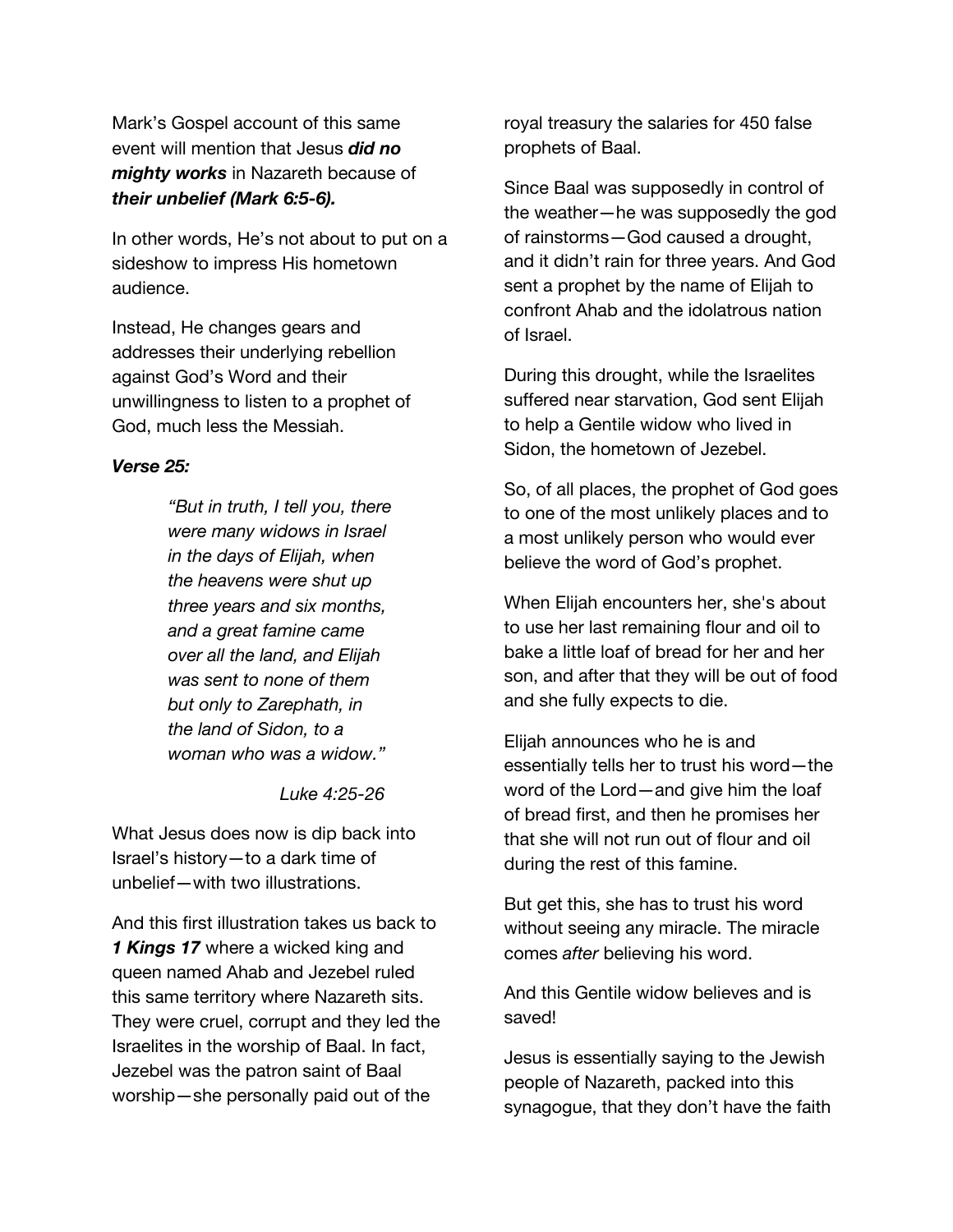Mark's Gospel account of this same event will mention that Jesus ***did no mighty works*** in Nazareth because of ***their unbelief (Mark 6:5-6).***

In other words, He's not about to put on a sideshow to impress His hometown audience.

Instead, He changes gears and addresses their underlying rebellion against God's Word and their unwillingness to listen to a prophet of God, much less the Messiah.

***Verse 25:***

> *"But in truth, I tell you, there were many widows in Israel in the days of Elijah, when the heavens were shut up three years and six months, and a great famine came over all the land, and Elijah was sent to none of them but only to Zarephath, in the land of Sidon, to a woman who was a widow."*
>
> *Luke 4:25-26*

What Jesus does now is dip back into Israel's history—to a dark time of unbelief—with two illustrations.

And this first illustration takes us back to ***1 Kings 17*** where a wicked king and queen named Ahab and Jezebel ruled this same territory where Nazareth sits. They were cruel, corrupt and they led the Israelites in the worship of Baal. In fact, Jezebel was the patron saint of Baal worship—she personally paid out of the royal treasury the salaries for 450 false prophets of Baal.

Since Baal was supposedly in control of the weather—he was supposedly the god of rainstorms—God caused a drought, and it didn't rain for three years. And God sent a prophet by the name of Elijah to confront Ahab and the idolatrous nation of Israel.

During this drought, while the Israelites suffered near starvation, God sent Elijah to help a Gentile widow who lived in Sidon, the hometown of Jezebel.

So, of all places, the prophet of God goes to one of the most unlikely places and to a most unlikely person who would ever believe the word of God's prophet.

When Elijah encounters her, she's about to use her last remaining flour and oil to bake a little loaf of bread for her and her son, and after that they will be out of food and she fully expects to die.

Elijah announces who he is and essentially tells her to trust his word—the word of the Lord—and give him the loaf of bread first, and then he promises her that she will not run out of flour and oil during the rest of this famine.

But get this, she has to trust his word without seeing any miracle. The miracle comes *after* believing his word.

And this Gentile widow believes and is saved!

Jesus is essentially saying to the Jewish people of Nazareth, packed into this synagogue, that they don't have the faith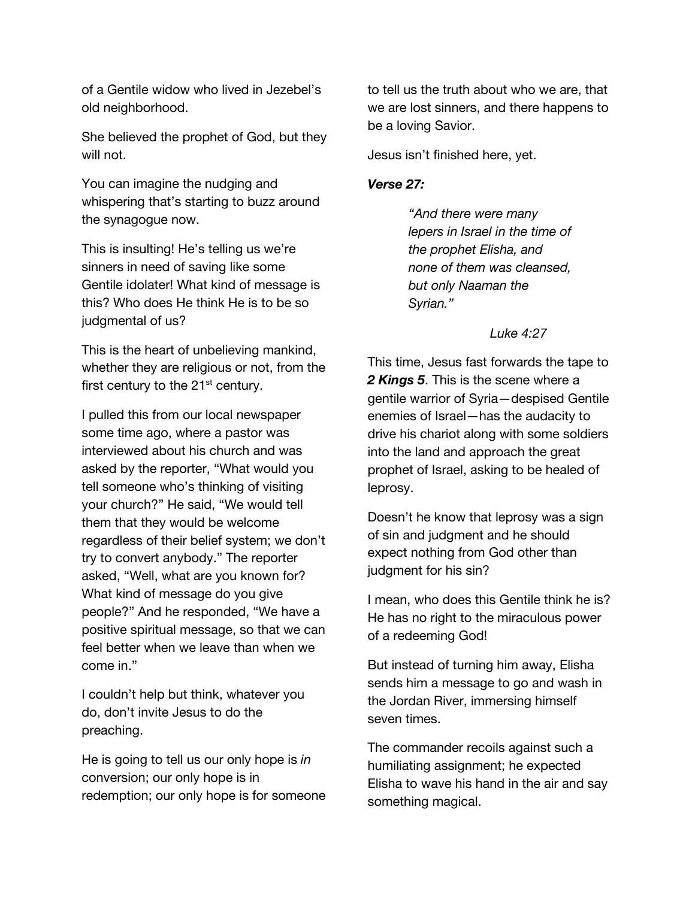of a Gentile widow who lived in Jezebel's old neighborhood.

She believed the prophet of God, but they will not.

You can imagine the nudging and whispering that's starting to buzz around the synagogue now.

This is insulting! He's telling us we're sinners in need of saving like some Gentile idolater! What kind of message is this? Who does He think He is to be so judgmental of us?

This is the heart of unbelieving mankind, whether they are religious or not, from the first century to the 21st century.

I pulled this from our local newspaper some time ago, where a pastor was interviewed about his church and was asked by the reporter, "What would you tell someone who's thinking of visiting your church?" He said, "We would tell them that they would be welcome regardless of their belief system; we don't try to convert anybody." The reporter asked, "Well, what are you known for? What kind of message do you give people?" And he responded, "We have a positive spiritual message, so that we can feel better when we leave than when we come in."

I couldn't help but think, whatever you do, don't invite Jesus to do the preaching.

He is going to tell us our only hope is *in* conversion; our only hope is in redemption; our only hope is for someone to tell us the truth about who we are, that we are lost sinners, and there happens to be a loving Savior.

Jesus isn't finished here, yet.

***Verse 27:***

> *"And there were many lepers in Israel in the time of the prophet Elisha, and none of them was cleansed, but only Naaman the Syrian."*
>
> *Luke 4:27*

This time, Jesus fast forwards the tape to ***2 Kings 5***. This is the scene where a gentile warrior of Syria—despised Gentile enemies of Israel—has the audacity to drive his chariot along with some soldiers into the land and approach the great prophet of Israel, asking to be healed of leprosy.

Doesn't he know that leprosy was a sign of sin and judgment and he should expect nothing from God other than judgment for his sin?

I mean, who does this Gentile think he is? He has no right to the miraculous power of a redeeming God!

But instead of turning him away, Elisha sends him a message to go and wash in the Jordan River, immersing himself seven times.

The commander recoils against such a humiliating assignment; he expected Elisha to wave his hand in the air and say something magical.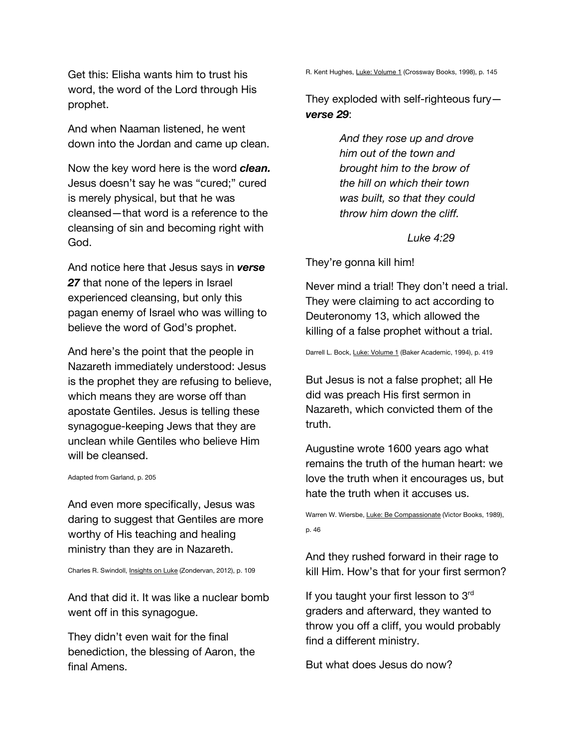Get this: Elisha wants him to trust his word, the word of the Lord through His prophet.

And when Naaman listened, he went down into the Jordan and came up clean.

Now the key word here is the word ***clean.*** Jesus doesn't say he was "cured;" cured is merely physical, but that he was cleansed—that word is a reference to the cleansing of sin and becoming right with God.

And notice here that Jesus says in ***verse 27*** that none of the lepers in Israel experienced cleansing, but only this pagan enemy of Israel who was willing to believe the word of God's prophet.

And here's the point that the people in Nazareth immediately understood: Jesus is the prophet they are refusing to believe, which means they are worse off than apostate Gentiles. Jesus is telling these synagogue-keeping Jews that they are unclean while Gentiles who believe Him will be cleansed.

Adapted from Garland, p. 205

And even more specifically, Jesus was daring to suggest that Gentiles are more worthy of His teaching and healing ministry than they are in Nazareth.

Charles R. Swindoll, Insights on Luke (Zondervan, 2012), p. 109

And that did it. It was like a nuclear bomb went off in this synagogue.

They didn't even wait for the final benediction, the blessing of Aaron, the final Amens.

R. Kent Hughes, Luke: Volume 1 (Crossway Books, 1998), p. 145

They exploded with self-righteous fury—***verse 29***:

> *And they rose up and drove him out of the town and brought him to the brow of the hill on which their town was built, so that they could throw him down the cliff.*
>
> *Luke 4:29*

They're gonna kill him!

Never mind a trial! They don't need a trial. They were claiming to act according to Deuteronomy 13, which allowed the killing of a false prophet without a trial.

Darrell L. Bock, Luke: Volume 1 (Baker Academic, 1994), p. 419

But Jesus is not a false prophet; all He did was preach His first sermon in Nazareth, which convicted them of the truth.

Augustine wrote 1600 years ago what remains the truth of the human heart: we love the truth when it encourages us, but hate the truth when it accuses us.

Warren W. Wiersbe, Luke: Be Compassionate (Victor Books, 1989), p. 46

And they rushed forward in their rage to kill Him. How's that for your first sermon?

If you taught your first lesson to 3rd graders and afterward, they wanted to throw you off a cliff, you would probably find a different ministry.

But what does Jesus do now?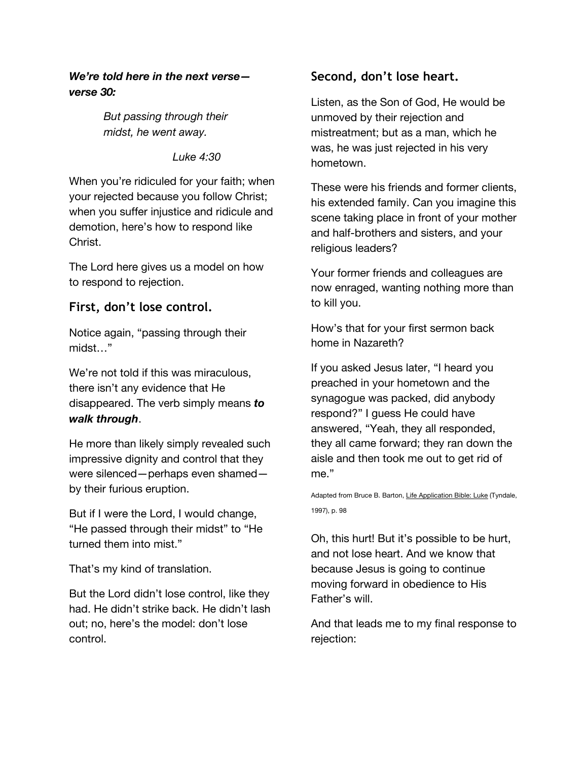***We're told here in the next verse—verse 30:***

> *But passing through their midst, he went away.*
>
> *Luke 4:30*

When you're ridiculed for your faith; when your rejected because you follow Christ; when you suffer injustice and ridicule and demotion, here's how to respond like Christ.

The Lord here gives us a model on how to respond to rejection.

## First, don't lose control.

Notice again, "passing through their midst…"

We're not told if this was miraculous, there isn't any evidence that He disappeared. The verb simply means ***to walk through***.

He more than likely simply revealed such impressive dignity and control that they were silenced—perhaps even shamed—by their furious eruption.

But if I were the Lord, I would change, "He passed through their midst" to "He turned them into mist."

That's my kind of translation.

But the Lord didn't lose control, like they had. He didn't strike back. He didn't lash out; no, here's the model: don't lose control.

## Second, don't lose heart.

Listen, as the Son of God, He would be unmoved by their rejection and mistreatment; but as a man, which he was, he was just rejected in his very hometown.

These were his friends and former clients, his extended family. Can you imagine this scene taking place in front of your mother and half-brothers and sisters, and your religious leaders?

Your former friends and colleagues are now enraged, wanting nothing more than to kill you.

How's that for your first sermon back home in Nazareth?

If you asked Jesus later, "I heard you preached in your hometown and the synagogue was packed, did anybody respond?" I guess He could have answered, "Yeah, they all responded, they all came forward; they ran down the aisle and then took me out to get rid of me."

Adapted from Bruce B. Barton, Life Application Bible: Luke (Tyndale, 1997), p. 98

Oh, this hurt! But it's possible to be hurt, and not lose heart. And we know that because Jesus is going to continue moving forward in obedience to His Father's will.

And that leads me to my final response to rejection: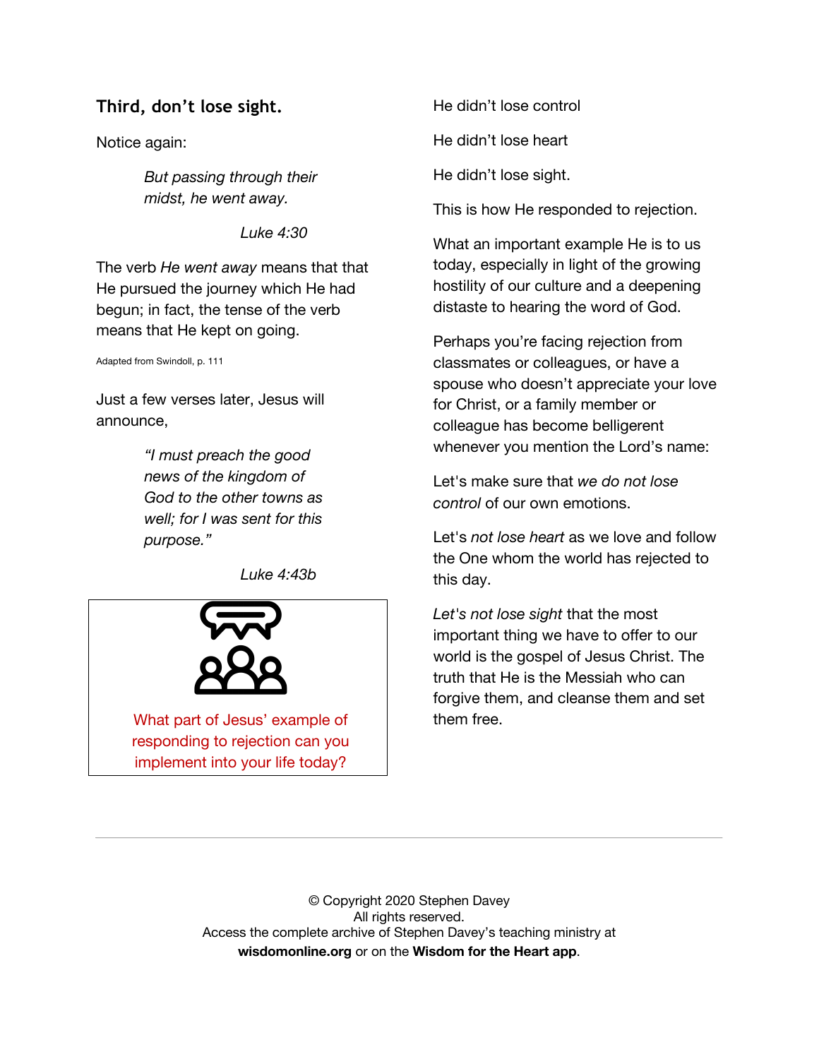### Third, don't lose sight.

Notice again:

> *But passing through their midst, he went away.*
>
> *Luke 4:30*

The verb *He went away* means that that He pursued the journey which He had begun; in fact, the tense of the verb means that He kept on going.

Adapted from Swindoll, p. 111

Just a few verses later, Jesus will announce,

> *"I must preach the good news of the kingdom of God to the other towns as well; for I was sent for this purpose."*
>
> *Luke 4:43b*

What part of Jesus' example of responding to rejection can you implement into your life today?

He didn't lose control

He didn't lose heart

He didn't lose sight.

This is how He responded to rejection.

What an important example He is to us today, especially in light of the growing hostility of our culture and a deepening distaste to hearing the word of God.

Perhaps you're facing rejection from classmates or colleagues, or have a spouse who doesn't appreciate your love for Christ, or a family member or colleague has become belligerent whenever you mention the Lord's name:

Let's make sure that *we do not lose control* of our own emotions.

Let's *not lose heart* as we love and follow the One whom the world has rejected to this day.

*Let's not lose sight* that the most important thing we have to offer to our world is the gospel of Jesus Christ. The truth that He is the Messiah who can forgive them, and cleanse them and set them free.

---

© Copyright 2020 Stephen Davey
All rights reserved.
Access the complete archive of Stephen Davey's teaching ministry at **wisdomonline.org** or on the **Wisdom for the Heart app**.